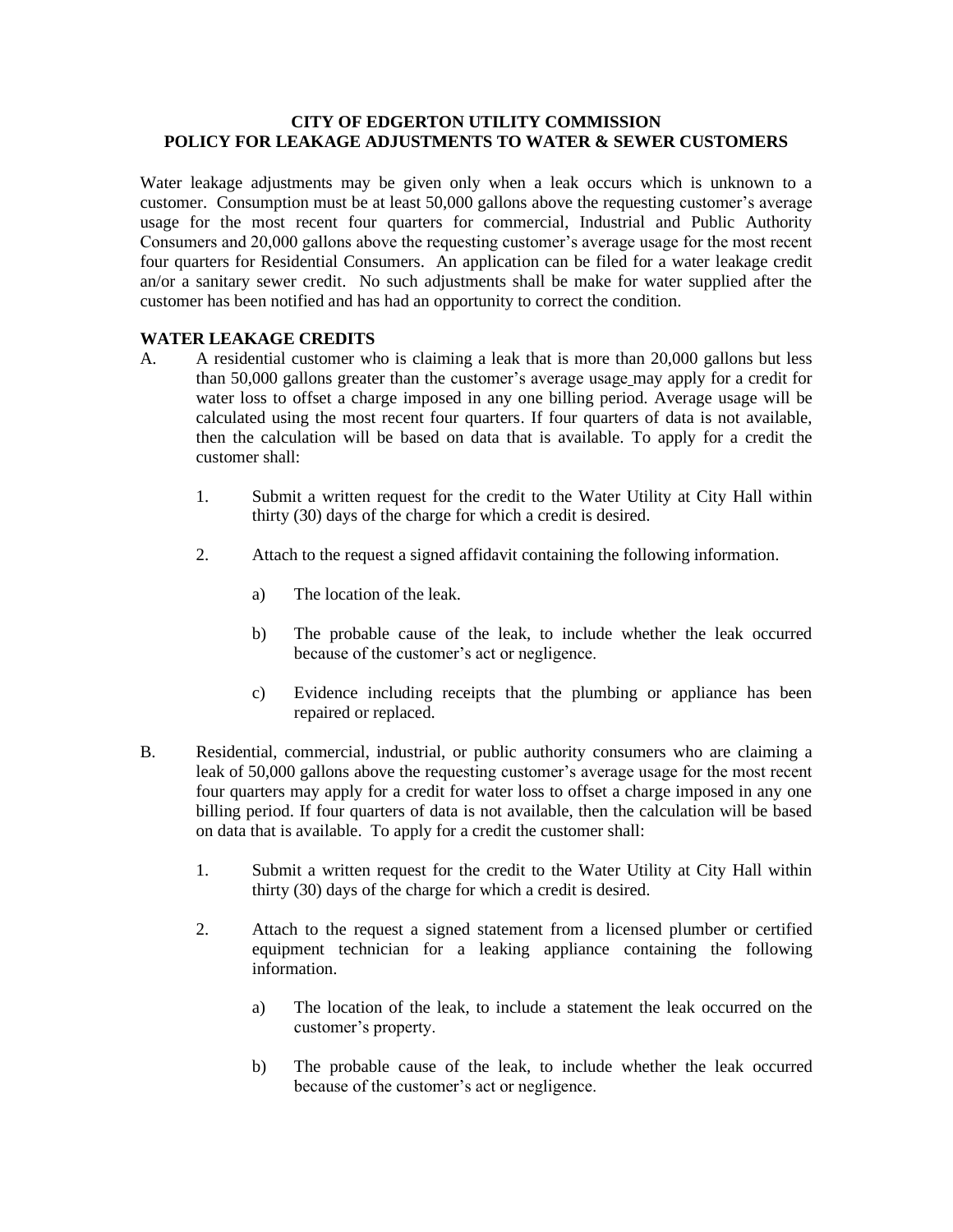# CITY OF EDGERTON UTILITY COMMISSION
# POLICY FOR LEAKAGE ADJUSTMENTS TO WATER & SEWER CUSTOMERS

Water leakage adjustments may be given only when a leak occurs which is unknown to a customer. Consumption must be at least 50,000 gallons above the requesting customer's average usage for the most recent four quarters for commercial, Industrial and Public Authority Consumers and 20,000 gallons above the requesting customer's average usage for the most recent four quarters for Residential Consumers. An application can be filed for a water leakage credit an/or a sanitary sewer credit. No such adjustments shall be make for water supplied after the customer has been notified and has had an opportunity to correct the condition.

## WATER LEAKAGE CREDITS

A. A residential customer who is claiming a leak that is more than 20,000 gallons but less than 50,000 gallons greater than the customer's average usage may apply for a credit for water loss to offset a charge imposed in any one billing period. Average usage will be calculated using the most recent four quarters. If four quarters of data is not available, then the calculation will be based on data that is available. To apply for a credit the customer shall:

   1. Submit a written request for the credit to the Water Utility at City Hall within thirty (30) days of the charge for which a credit is desired.

   2. Attach to the request a signed affidavit containing the following information.

      a) The location of the leak.

      b) The probable cause of the leak, to include whether the leak occurred because of the customer's act or negligence.

      c) Evidence including receipts that the plumbing or appliance has been repaired or replaced.

B. Residential, commercial, industrial, or public authority consumers who are claiming a leak of 50,000 gallons above the requesting customer's average usage for the most recent four quarters may apply for a credit for water loss to offset a charge imposed in any one billing period. If four quarters of data is not available, then the calculation will be based on data that is available. To apply for a credit the customer shall:

   1. Submit a written request for the credit to the Water Utility at City Hall within thirty (30) days of the charge for which a credit is desired.

   2. Attach to the request a signed statement from a licensed plumber or certified equipment technician for a leaking appliance containing the following information.

      a) The location of the leak, to include a statement the leak occurred on the customer's property.

      b) The probable cause of the leak, to include whether the leak occurred because of the customer's act or negligence.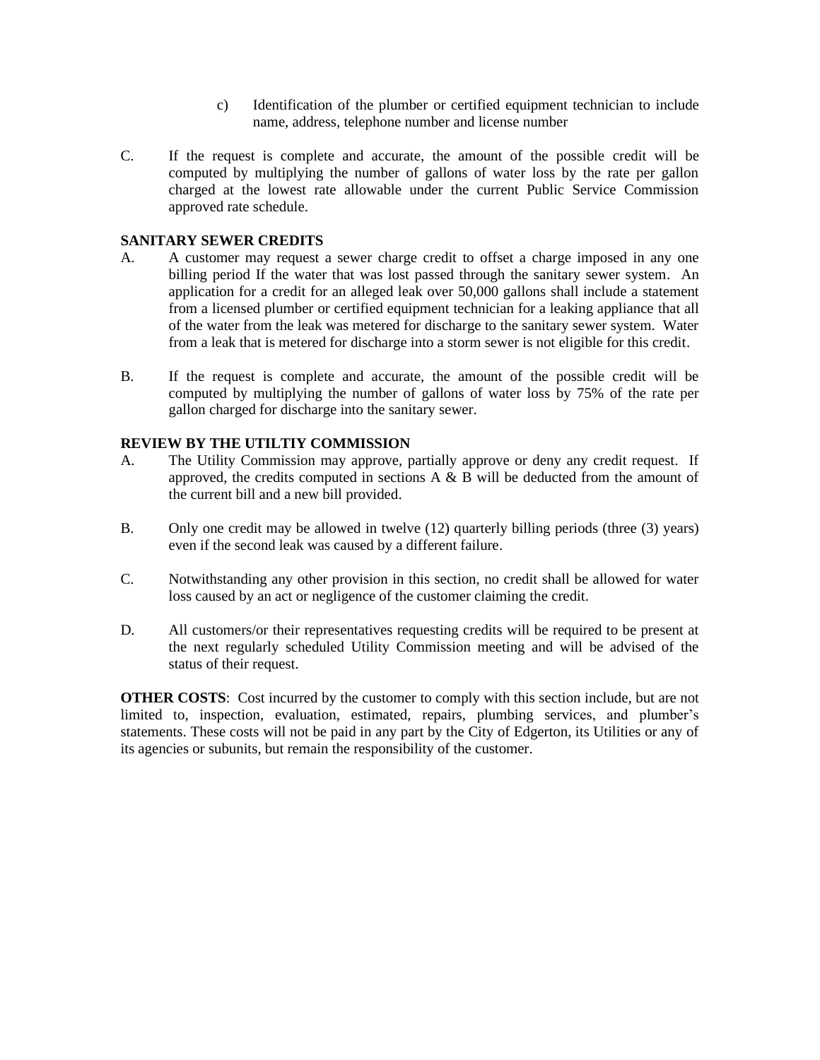c) Identification of the plumber or certified equipment technician to include name, address, telephone number and license number

C. If the request is complete and accurate, the amount of the possible credit will be computed by multiplying the number of gallons of water loss by the rate per gallon charged at the lowest rate allowable under the current Public Service Commission approved rate schedule.

**SANITARY SEWER CREDITS**

A. A customer may request a sewer charge credit to offset a charge imposed in any one billing period If the water that was lost passed through the sanitary sewer system. An application for a credit for an alleged leak over 50,000 gallons shall include a statement from a licensed plumber or certified equipment technician for a leaking appliance that all of the water from the leak was metered for discharge to the sanitary sewer system. Water from a leak that is metered for discharge into a storm sewer is not eligible for this credit.

B. If the request is complete and accurate, the amount of the possible credit will be computed by multiplying the number of gallons of water loss by 75% of the rate per gallon charged for discharge into the sanitary sewer.

**REVIEW BY THE UTILTIY COMMISSION**

A. The Utility Commission may approve, partially approve or deny any credit request. If approved, the credits computed in sections A & B will be deducted from the amount of the current bill and a new bill provided.

B. Only one credit may be allowed in twelve (12) quarterly billing periods (three (3) years) even if the second leak was caused by a different failure.

C. Notwithstanding any other provision in this section, no credit shall be allowed for water loss caused by an act or negligence of the customer claiming the credit.

D. All customers/or their representatives requesting credits will be required to be present at the next regularly scheduled Utility Commission meeting and will be advised of the status of their request.

**OTHER COSTS**: Cost incurred by the customer to comply with this section include, but are not limited to, inspection, evaluation, estimated, repairs, plumbing services, and plumber's statements. These costs will not be paid in any part by the City of Edgerton, its Utilities or any of its agencies or subunits, but remain the responsibility of the customer.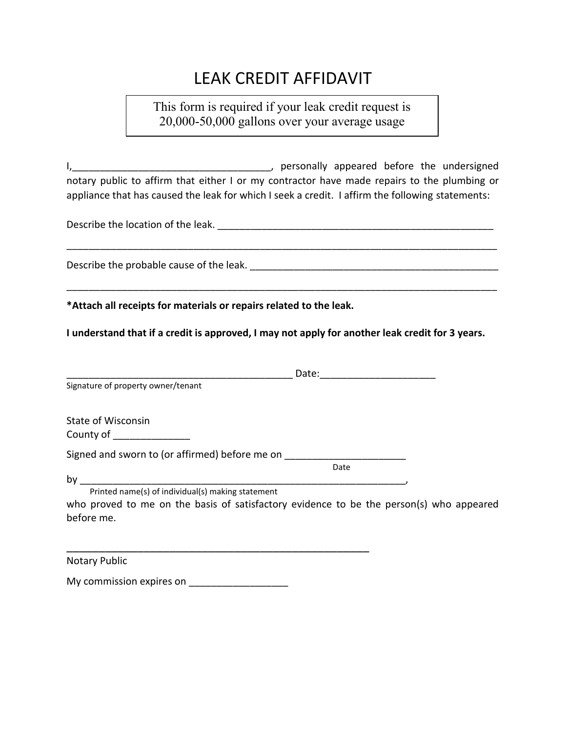# LEAK CREDIT AFFIDAVIT

> This form is required if your leak credit request is 20,000-50,000 gallons over your average usage

I,___________________________________, personally appeared before the undersigned notary public to affirm that either I or my contractor have made repairs to the plumbing or appliance that has caused the leak for which I seek a credit. I affirm the following statements:

Describe the location of the leak. ____________________________________________________

_____________________________________________________________________________

Describe the probable cause of the leak. _______________________________________________

_____________________________________________________________________________

**\*Attach all receipts for materials or repairs related to the leak.**

**I understand that if a credit is approved, I may not apply for another leak credit for 3 years.**

__________________________________________ Date:_____________________

Signature of property owner/tenant

State of Wisconsin

County of ______________

Signed and sworn to (or affirmed) before me on ______________________

Date

by ___________________________________________________________,

Printed name(s) of individual(s) making statement

who proved to me on the basis of satisfactory evidence to be the person(s) who appeared before me.

________________________________________________________

Notary Public

My commission expires on __________________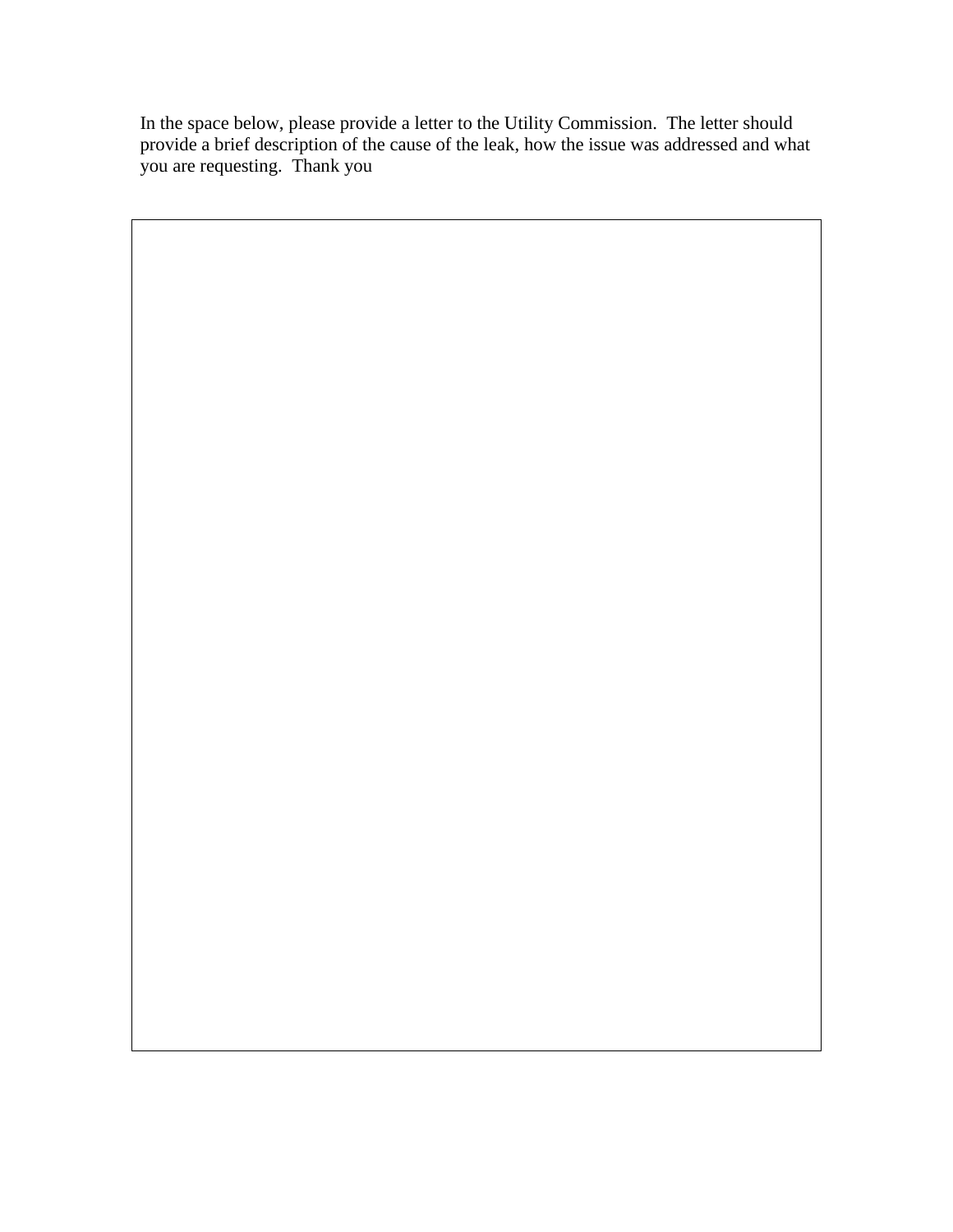In the space below, please provide a letter to the Utility Commission. The letter should provide a brief description of the cause of the leak, how the issue was addressed and what you are requesting. Thank you